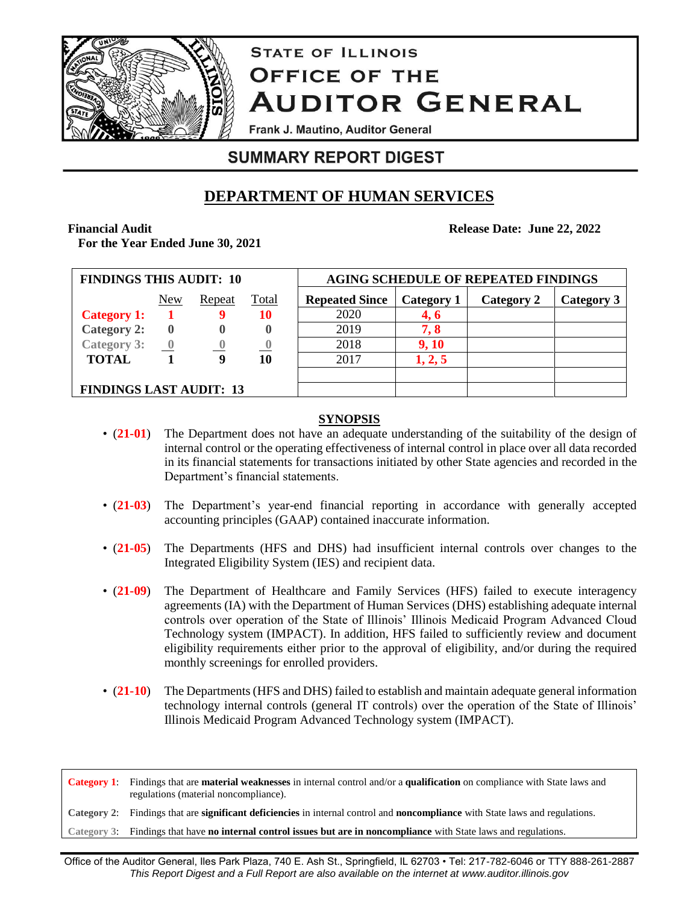# STATE OF ILLINOIS
# OFFICE OF THE AUDITOR GENERAL

Frank J. Mautino, Auditor General

## SUMMARY REPORT DIGEST

## DEPARTMENT OF HUMAN SERVICES

**Financial Audit**
**For the Year Ended June 30, 2021**

**Release Date: June 22, 2022**

| FINDINGS THIS AUDIT: 10 | | | |
|---|---|---|---|
| | New | Repeat | Total |
| **Category 1:** | **1** | **9** | **10** |
| **Category 2:** | **0** | **0** | **0** |
| **Category 3:** | **0** | **0** | **0** |
| **TOTAL** | **1** | **9** | **10** |
| **FINDINGS LAST AUDIT: 13** | | | |

| AGING SCHEDULE OF REPEATED FINDINGS | | | |
|---|---|---|---|
| **Repeated Since** | **Category 1** | **Category 2** | **Category 3** |
| 2020 | **4, 6** | | |
| 2019 | **7, 8** | | |
| 2018 | **9, 10** | | |
| 2017 | **1, 2, 5** | | |

### SYNOPSIS

- (**21-01**) The Department does not have an adequate understanding of the suitability of the design of internal control or the operating effectiveness of internal control in place over all data recorded in its financial statements for transactions initiated by other State agencies and recorded in the Department's financial statements.

- (**21-03**) The Department's year-end financial reporting in accordance with generally accepted accounting principles (GAAP) contained inaccurate information.

- (**21-05**) The Departments (HFS and DHS) had insufficient internal controls over changes to the Integrated Eligibility System (IES) and recipient data.

- (**21-09**) The Department of Healthcare and Family Services (HFS) failed to execute interagency agreements (IA) with the Department of Human Services (DHS) establishing adequate internal controls over operation of the State of Illinois' Illinois Medicaid Program Advanced Cloud Technology system (IMPACT). In addition, HFS failed to sufficiently review and document eligibility requirements either prior to the approval of eligibility, and/or during the required monthly screenings for enrolled providers.

- (**21-10**) The Departments (HFS and DHS) failed to establish and maintain adequate general information technology internal controls (general IT controls) over the operation of the State of Illinois' Illinois Medicaid Program Advanced Technology system (IMPACT).

**Category 1**: Findings that are **material weaknesses** in internal control and/or a **qualification** on compliance with State laws and regulations (material noncompliance).

**Category 2**: Findings that are **significant deficiencies** in internal control and **noncompliance** with State laws and regulations.

**Category 3**: Findings that have **no internal control issues but are in noncompliance** with State laws and regulations.

Office of the Auditor General, Iles Park Plaza, 740 E. Ash St., Springfield, IL 62703 • Tel: 217-782-6046 or TTY 888-261-2887
*This Report Digest and a Full Report are also available on the internet at www.auditor.illinois.gov*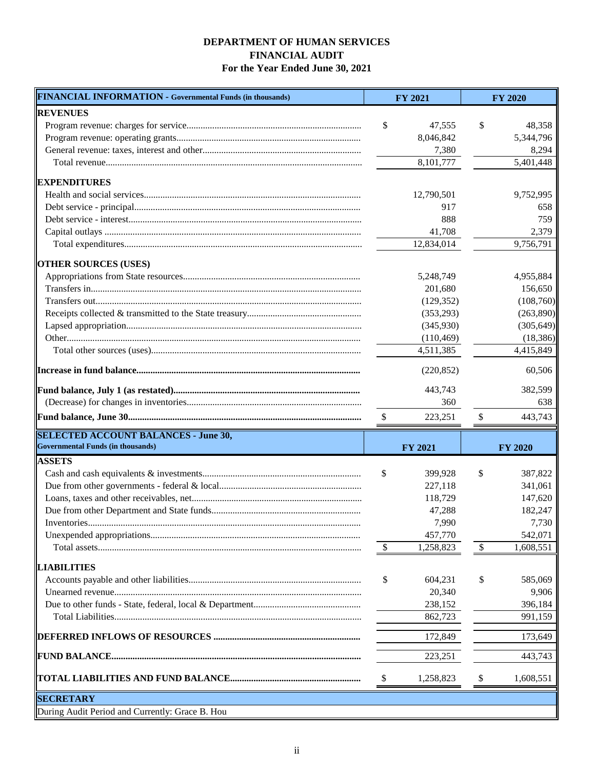# DEPARTMENT OF HUMAN SERVICES
## FINANCIAL AUDIT
### For the Year Ended June 30, 2021

| **FINANCIAL INFORMATION - Governmental Funds (in thousands)** | **FY 2021** | **FY 2020** |
|---|---|---|
| **REVENUES** | | |
| Program revenue: charges for service | $ 47,555 | $ 48,358 |
| Program revenue: operating grants | 8,046,842 | 5,344,796 |
| General revenue: taxes, interest and other | 7,380 | 8,294 |
| Total revenue | 8,101,777 | 5,401,448 |
| **EXPENDITURES** | | |
| Health and social services | 12,790,501 | 9,752,995 |
| Debt service - principal | 917 | 658 |
| Debt service - interest | 888 | 759 |
| Capital outlays | 41,708 | 2,379 |
| Total expenditures | 12,834,014 | 9,756,791 |
| **OTHER SOURCES (USES)** | | |
| Appropriations from State resources | 5,248,749 | 4,955,884 |
| Transfers in | 201,680 | 156,650 |
| Transfers out | (129,352) | (108,760) |
| Receipts collected & transmitted to the State treasury | (353,293) | (263,890) |
| Lapsed appropriation | (345,930) | (305,649) |
| Other | (110,469) | (18,386) |
| Total other sources (uses) | 4,511,385 | 4,415,849 |
| **Increase in fund balance** | (220,852) | 60,506 |
| **Fund balance, July 1 (as restated)** | 443,743 | 382,599 |
| (Decrease) for changes in inventories | 360 | 638 |
| **Fund balance, June 30** | $ 223,251 | $ 443,743 |

| **SELECTED ACCOUNT BALANCES - June 30, Governmental Funds (in thousands)** | **FY 2021** | **FY 2020** |
|---|---|---|
| **ASSETS** | | |
| Cash and cash equivalents & investments | $ 399,928 | $ 387,822 |
| Due from other governments - federal & local | 227,118 | 341,061 |
| Loans, taxes and other receivables, net | 118,729 | 147,620 |
| Due from other Department and State funds | 47,288 | 182,247 |
| Inventories | 7,990 | 7,730 |
| Unexpended appropriations | 457,770 | 542,071 |
| Total assets | $ 1,258,823 | $ 1,608,551 |
| **LIABILITIES** | | |
| Accounts payable and other liabilities | $ 604,231 | $ 585,069 |
| Unearned revenue | 20,340 | 9,906 |
| Due to other funds - State, federal, local & Department | 238,152 | 396,184 |
| Total Liabilities | 862,723 | 991,159 |
| **DEFERRED INFLOWS OF RESOURCES** | 172,849 | 173,649 |
| **FUND BALANCE** | 223,251 | 443,743 |
| **TOTAL LIABILITIES AND FUND BALANCE** | $ 1,258,823 | $ 1,608,551 |

| **SECRETARY** |
|---|
| During Audit Period and Currently: Grace B. Hou |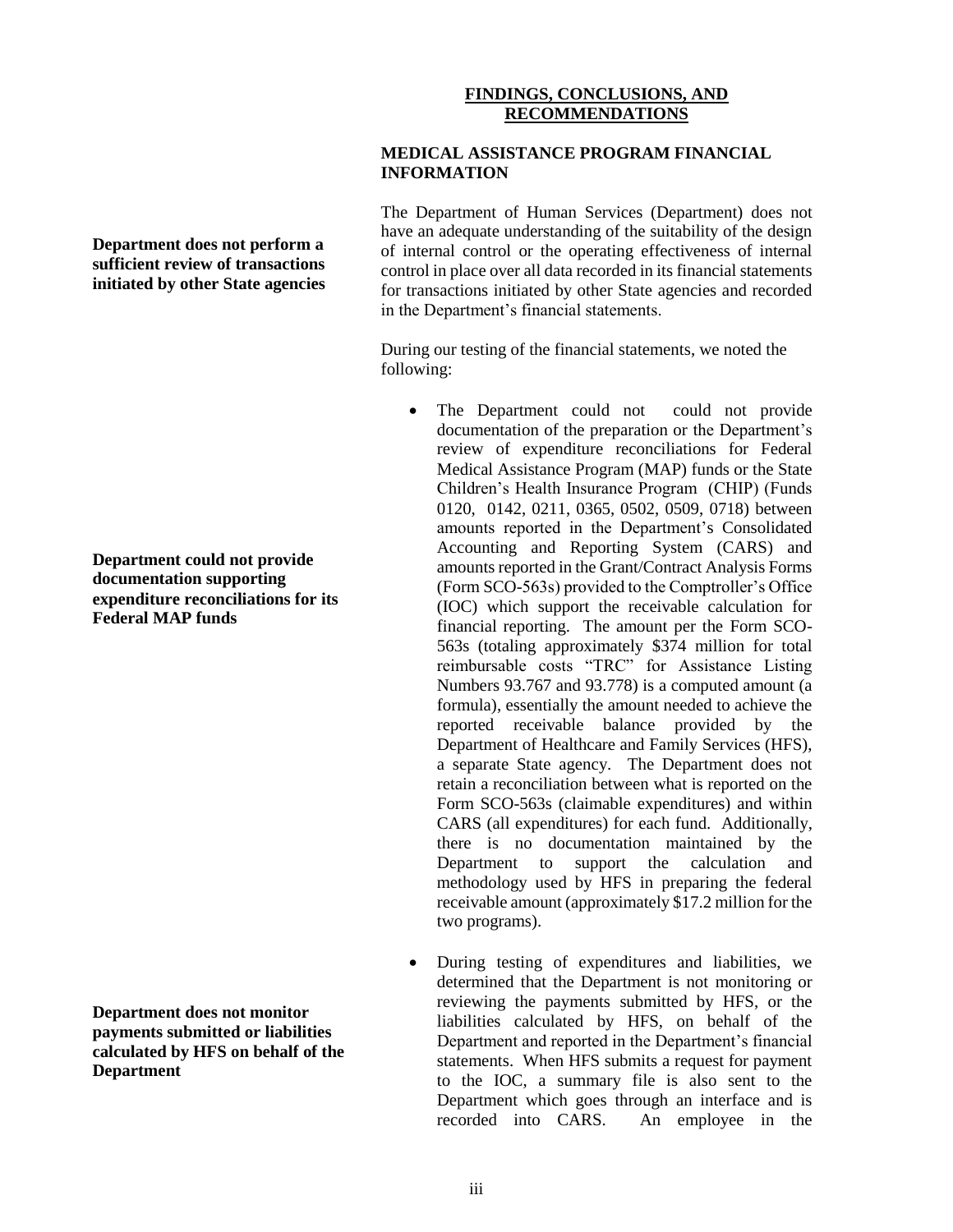## FINDINGS, CONCLUSIONS, AND RECOMMENDATIONS

### MEDICAL ASSISTANCE PROGRAM FINANCIAL INFORMATION

**Department does not perform a sufficient review of transactions initiated by other State agencies**

The Department of Human Services (Department) does not have an adequate understanding of the suitability of the design of internal control or the operating effectiveness of internal control in place over all data recorded in its financial statements for transactions initiated by other State agencies and recorded in the Department's financial statements.

During our testing of the financial statements, we noted the following:

**Department could not provide documentation supporting expenditure reconciliations for its Federal MAP funds**

- The Department could not could not provide documentation of the preparation or the Department's review of expenditure reconciliations for Federal Medical Assistance Program (MAP) funds or the State Children's Health Insurance Program (CHIP) (Funds 0120, 0142, 0211, 0365, 0502, 0509, 0718) between amounts reported in the Department's Consolidated Accounting and Reporting System (CARS) and amounts reported in the Grant/Contract Analysis Forms (Form SCO-563s) provided to the Comptroller's Office (IOC) which support the receivable calculation for financial reporting. The amount per the Form SCO-563s (totaling approximately $374 million for total reimbursable costs "TRC" for Assistance Listing Numbers 93.767 and 93.778) is a computed amount (a formula), essentially the amount needed to achieve the reported receivable balance provided by the Department of Healthcare and Family Services (HFS), a separate State agency. The Department does not retain a reconciliation between what is reported on the Form SCO-563s (claimable expenditures) and within CARS (all expenditures) for each fund. Additionally, there is no documentation maintained by the Department to support the calculation and methodology used by HFS in preparing the federal receivable amount (approximately $17.2 million for the two programs).

**Department does not monitor payments submitted or liabilities calculated by HFS on behalf of the Department**

- During testing of expenditures and liabilities, we determined that the Department is not monitoring or reviewing the payments submitted by HFS, or the liabilities calculated by HFS, on behalf of the Department and reported in the Department's financial statements. When HFS submits a request for payment to the IOC, a summary file is also sent to the Department which goes through an interface and is recorded into CARS. An employee in the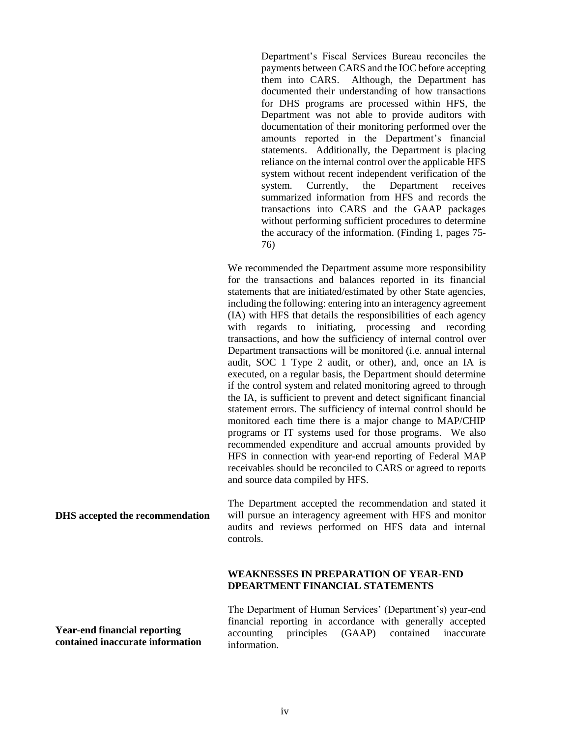Department's Fiscal Services Bureau reconciles the payments between CARS and the IOC before accepting them into CARS. Although, the Department has documented their understanding of how transactions for DHS programs are processed within HFS, the Department was not able to provide auditors with documentation of their monitoring performed over the amounts reported in the Department's financial statements. Additionally, the Department is placing reliance on the internal control over the applicable HFS system without recent independent verification of the system. Currently, the Department receives summarized information from HFS and records the transactions into CARS and the GAAP packages without performing sufficient procedures to determine the accuracy of the information. (Finding 1, pages 75-76)

We recommended the Department assume more responsibility for the transactions and balances reported in its financial statements that are initiated/estimated by other State agencies, including the following: entering into an interagency agreement (IA) with HFS that details the responsibilities of each agency with regards to initiating, processing and recording transactions, and how the sufficiency of internal control over Department transactions will be monitored (i.e. annual internal audit, SOC 1 Type 2 audit, or other), and, once an IA is executed, on a regular basis, the Department should determine if the control system and related monitoring agreed to through the IA, is sufficient to prevent and detect significant financial statement errors. The sufficiency of internal control should be monitored each time there is a major change to MAP/CHIP programs or IT systems used for those programs. We also recommended expenditure and accrual amounts provided by HFS in connection with year-end reporting of Federal MAP receivables should be reconciled to CARS or agreed to reports and source data compiled by HFS.

**DHS accepted the recommendation**

The Department accepted the recommendation and stated it will pursue an interagency agreement with HFS and monitor audits and reviews performed on HFS data and internal controls.

### WEAKNESSES IN PREPARATION OF YEAR-END DPEARTMENT FINANCIAL STATEMENTS

**Year-end financial reporting contained inaccurate information**

The Department of Human Services' (Department's) year-end financial reporting in accordance with generally accepted accounting principles (GAAP) contained inaccurate information.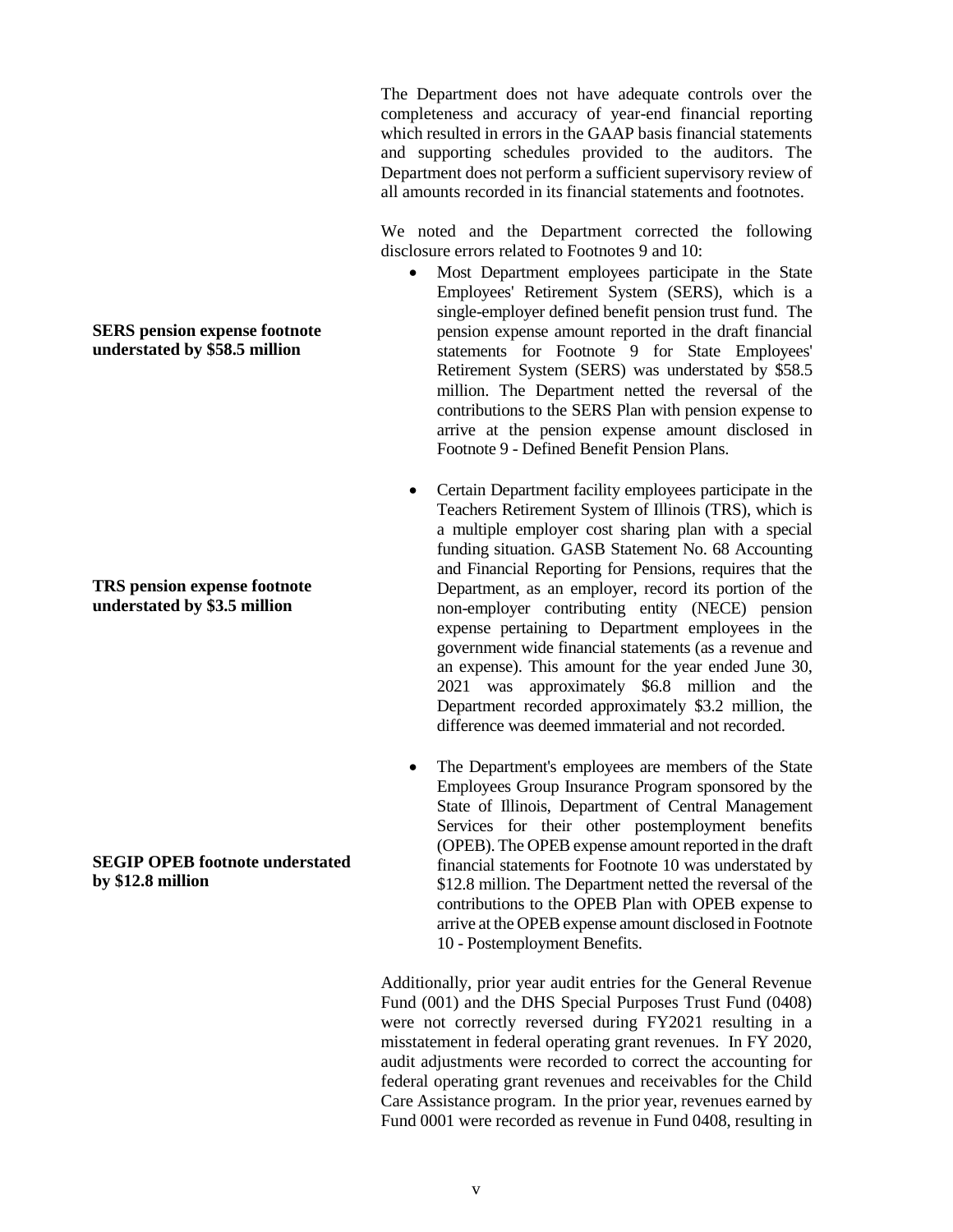The Department does not have adequate controls over the completeness and accuracy of year-end financial reporting which resulted in errors in the GAAP basis financial statements and supporting schedules provided to the auditors. The Department does not perform a sufficient supervisory review of all amounts recorded in its financial statements and footnotes.

We noted and the Department corrected the following disclosure errors related to Footnotes 9 and 10:

**SERS pension expense footnote understated by $58.5 million**

- Most Department employees participate in the State Employees' Retirement System (SERS), which is a single-employer defined benefit pension trust fund. The pension expense amount reported in the draft financial statements for Footnote 9 for State Employees' Retirement System (SERS) was understated by $58.5 million. The Department netted the reversal of the contributions to the SERS Plan with pension expense to arrive at the pension expense amount disclosed in Footnote 9 - Defined Benefit Pension Plans.

**TRS pension expense footnote understated by $3.5 million**

- Certain Department facility employees participate in the Teachers Retirement System of Illinois (TRS), which is a multiple employer cost sharing plan with a special funding situation. GASB Statement No. 68 Accounting and Financial Reporting for Pensions, requires that the Department, as an employer, record its portion of the non-employer contributing entity (NECE) pension expense pertaining to Department employees in the government wide financial statements (as a revenue and an expense). This amount for the year ended June 30, 2021 was approximately $6.8 million and the Department recorded approximately $3.2 million, the difference was deemed immaterial and not recorded.

**SEGIP OPEB footnote understated by $12.8 million**

- The Department's employees are members of the State Employees Group Insurance Program sponsored by the State of Illinois, Department of Central Management Services for their other postemployment benefits (OPEB). The OPEB expense amount reported in the draft financial statements for Footnote 10 was understated by $12.8 million. The Department netted the reversal of the contributions to the OPEB Plan with OPEB expense to arrive at the OPEB expense amount disclosed in Footnote 10 - Postemployment Benefits.

Additionally, prior year audit entries for the General Revenue Fund (001) and the DHS Special Purposes Trust Fund (0408) were not correctly reversed during FY2021 resulting in a misstatement in federal operating grant revenues. In FY 2020, audit adjustments were recorded to correct the accounting for federal operating grant revenues and receivables for the Child Care Assistance program. In the prior year, revenues earned by Fund 0001 were recorded as revenue in Fund 0408, resulting in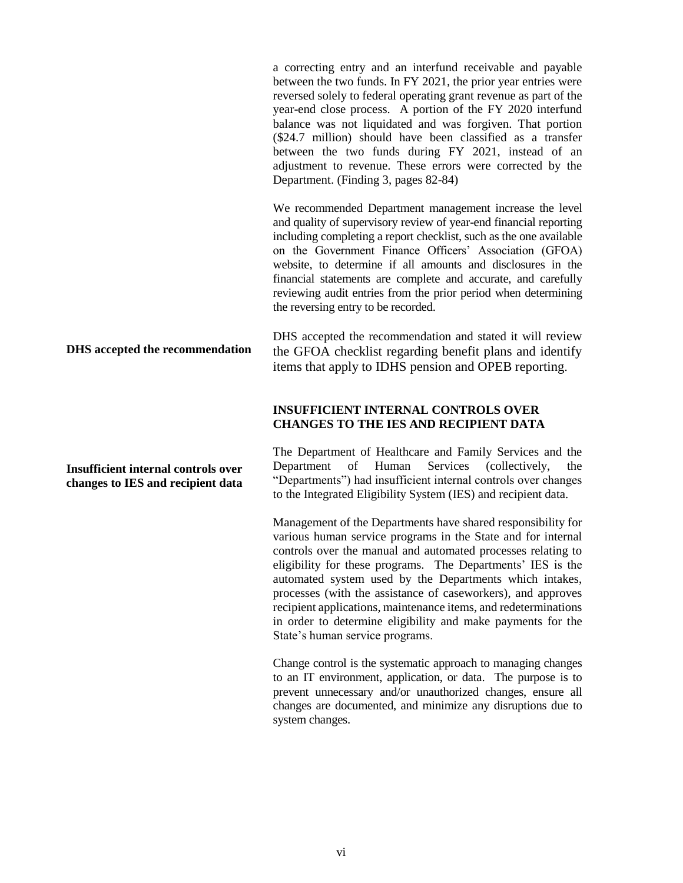a correcting entry and an interfund receivable and payable between the two funds. In FY 2021, the prior year entries were reversed solely to federal operating grant revenue as part of the year-end close process. A portion of the FY 2020 interfund balance was not liquidated and was forgiven. That portion ($24.7 million) should have been classified as a transfer between the two funds during FY 2021, instead of an adjustment to revenue. These errors were corrected by the Department. (Finding 3, pages 82-84)

We recommended Department management increase the level and quality of supervisory review of year-end financial reporting including completing a report checklist, such as the one available on the Government Finance Officers' Association (GFOA) website, to determine if all amounts and disclosures in the financial statements are complete and accurate, and carefully reviewing audit entries from the prior period when determining the reversing entry to be recorded.

**DHS accepted the recommendation**

DHS accepted the recommendation and stated it will review the GFOA checklist regarding benefit plans and identify items that apply to IDHS pension and OPEB reporting.

### INSUFFICIENT INTERNAL CONTROLS OVER CHANGES TO THE IES AND RECIPIENT DATA

**Insufficient internal controls over changes to IES and recipient data**

The Department of Healthcare and Family Services and the Department of Human Services (collectively, the "Departments") had insufficient internal controls over changes to the Integrated Eligibility System (IES) and recipient data.

Management of the Departments have shared responsibility for various human service programs in the State and for internal controls over the manual and automated processes relating to eligibility for these programs. The Departments' IES is the automated system used by the Departments which intakes, processes (with the assistance of caseworkers), and approves recipient applications, maintenance items, and redeterminations in order to determine eligibility and make payments for the State's human service programs.

Change control is the systematic approach to managing changes to an IT environment, application, or data. The purpose is to prevent unnecessary and/or unauthorized changes, ensure all changes are documented, and minimize any disruptions due to system changes.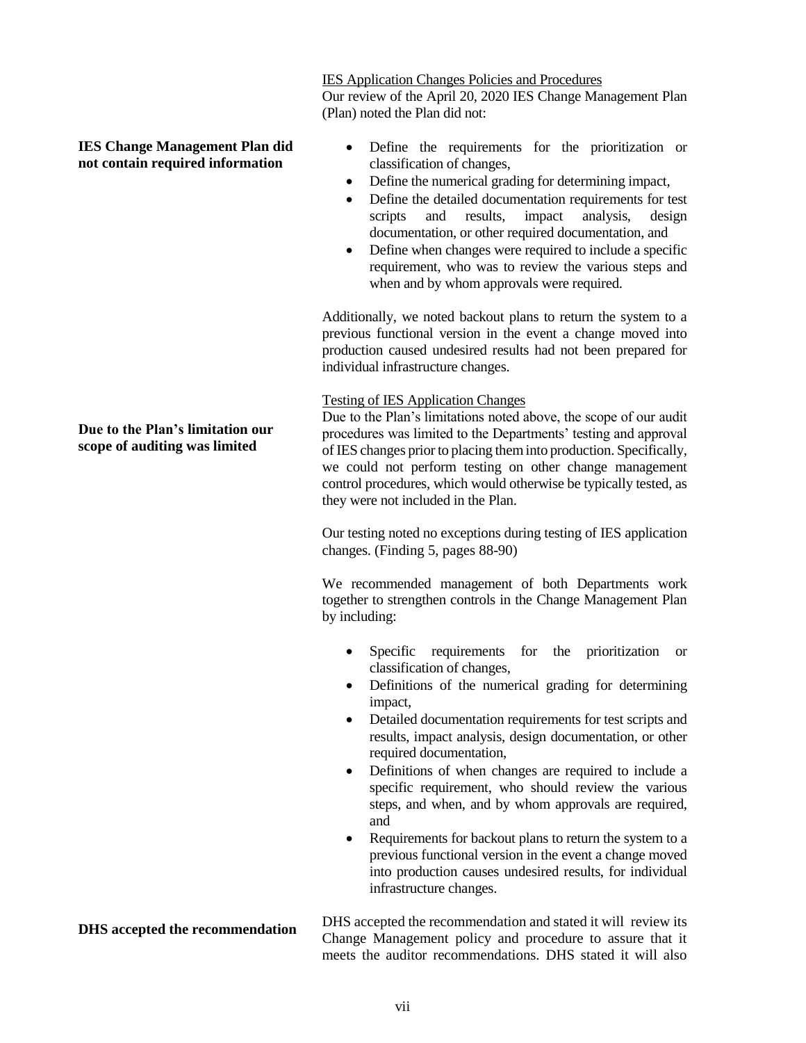IES Application Changes Policies and Procedures

Our review of the April 20, 2020 IES Change Management Plan (Plan) noted the Plan did not:

**IES Change Management Plan did not contain required information**

- Define the requirements for the prioritization or classification of changes,
- Define the numerical grading for determining impact,
- Define the detailed documentation requirements for test scripts and results, impact analysis, design documentation, or other required documentation, and
- Define when changes were required to include a specific requirement, who was to review the various steps and when and by whom approvals were required.

Additionally, we noted backout plans to return the system to a previous functional version in the event a change moved into production caused undesired results had not been prepared for individual infrastructure changes.

Testing of IES Application Changes

**Due to the Plan's limitation our scope of auditing was limited**

Due to the Plan's limitations noted above, the scope of our audit procedures was limited to the Departments' testing and approval of IES changes prior to placing them into production. Specifically, we could not perform testing on other change management control procedures, which would otherwise be typically tested, as they were not included in the Plan.

Our testing noted no exceptions during testing of IES application changes. (Finding 5, pages 88-90)

We recommended management of both Departments work together to strengthen controls in the Change Management Plan by including:

- Specific requirements for the prioritization or classification of changes,
- Definitions of the numerical grading for determining impact,
- Detailed documentation requirements for test scripts and results, impact analysis, design documentation, or other required documentation,
- Definitions of when changes are required to include a specific requirement, who should review the various steps, and when, and by whom approvals are required, and
- Requirements for backout plans to return the system to a previous functional version in the event a change moved into production causes undesired results, for individual infrastructure changes.

**DHS accepted the recommendation**

DHS accepted the recommendation and stated it will review its Change Management policy and procedure to assure that it meets the auditor recommendations. DHS stated it will also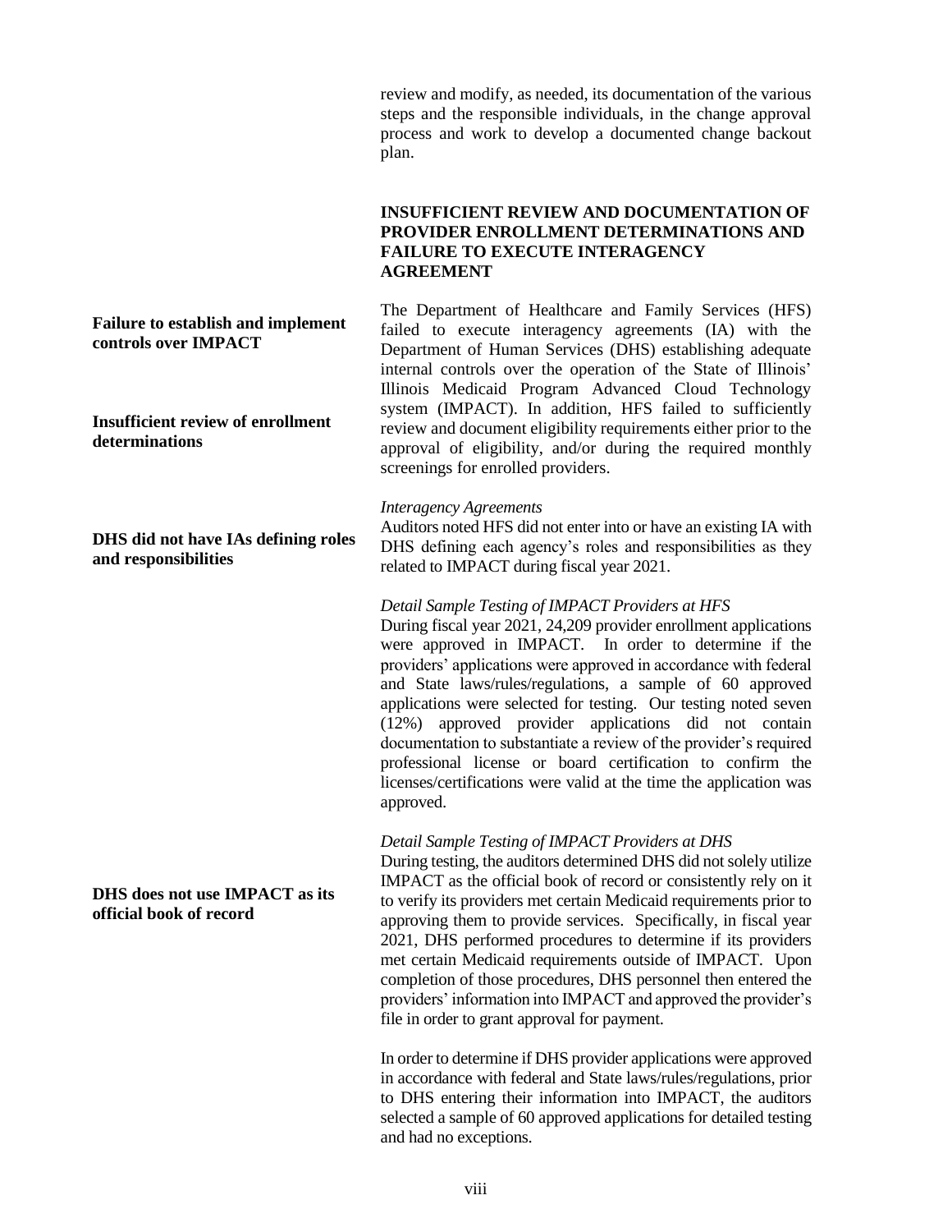review and modify, as needed, its documentation of the various steps and the responsible individuals, in the change approval process and work to develop a documented change backout plan.

### INSUFFICIENT REVIEW AND DOCUMENTATION OF PROVIDER ENROLLMENT DETERMINATIONS AND FAILURE TO EXECUTE INTERAGENCY AGREEMENT

**Failure to establish and implement controls over IMPACT**

**Insufficient review of enrollment determinations**

The Department of Healthcare and Family Services (HFS) failed to execute interagency agreements (IA) with the Department of Human Services (DHS) establishing adequate internal controls over the operation of the State of Illinois' Illinois Medicaid Program Advanced Cloud Technology system (IMPACT). In addition, HFS failed to sufficiently review and document eligibility requirements either prior to the approval of eligibility, and/or during the required monthly screenings for enrolled providers.

**DHS did not have IAs defining roles and responsibilities**

*Interagency Agreements*

Auditors noted HFS did not enter into or have an existing IA with DHS defining each agency's roles and responsibilities as they related to IMPACT during fiscal year 2021.

*Detail Sample Testing of IMPACT Providers at HFS*

During fiscal year 2021, 24,209 provider enrollment applications were approved in IMPACT. In order to determine if the providers' applications were approved in accordance with federal and State laws/rules/regulations, a sample of 60 approved applications were selected for testing. Our testing noted seven (12%) approved provider applications did not contain documentation to substantiate a review of the provider's required professional license or board certification to confirm the licenses/certifications were valid at the time the application was approved.

**DHS does not use IMPACT as its official book of record**

*Detail Sample Testing of IMPACT Providers at DHS*

During testing, the auditors determined DHS did not solely utilize IMPACT as the official book of record or consistently rely on it to verify its providers met certain Medicaid requirements prior to approving them to provide services. Specifically, in fiscal year 2021, DHS performed procedures to determine if its providers met certain Medicaid requirements outside of IMPACT. Upon completion of those procedures, DHS personnel then entered the providers' information into IMPACT and approved the provider's file in order to grant approval for payment.

In order to determine if DHS provider applications were approved in accordance with federal and State laws/rules/regulations, prior to DHS entering their information into IMPACT, the auditors selected a sample of 60 approved applications for detailed testing and had no exceptions.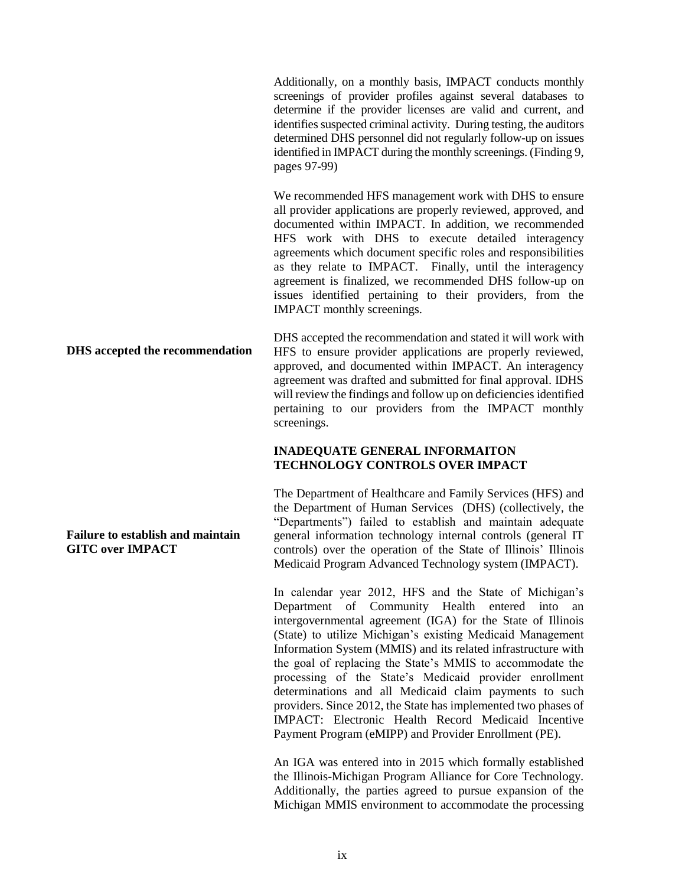Additionally, on a monthly basis, IMPACT conducts monthly screenings of provider profiles against several databases to determine if the provider licenses are valid and current, and identifies suspected criminal activity. During testing, the auditors determined DHS personnel did not regularly follow-up on issues identified in IMPACT during the monthly screenings. (Finding 9, pages 97-99)

We recommended HFS management work with DHS to ensure all provider applications are properly reviewed, approved, and documented within IMPACT. In addition, we recommended HFS work with DHS to execute detailed interagency agreements which document specific roles and responsibilities as they relate to IMPACT. Finally, until the interagency agreement is finalized, we recommended DHS follow-up on issues identified pertaining to their providers, from the IMPACT monthly screenings.

**DHS accepted the recommendation**

DHS accepted the recommendation and stated it will work with HFS to ensure provider applications are properly reviewed, approved, and documented within IMPACT. An interagency agreement was drafted and submitted for final approval. IDHS will review the findings and follow up on deficiencies identified pertaining to our providers from the IMPACT monthly screenings.

**INADEQUATE GENERAL INFORMAITON TECHNOLOGY CONTROLS OVER IMPACT**

**Failure to establish and maintain GITC over IMPACT**

The Department of Healthcare and Family Services (HFS) and the Department of Human Services (DHS) (collectively, the "Departments") failed to establish and maintain adequate general information technology internal controls (general IT controls) over the operation of the State of Illinois' Illinois Medicaid Program Advanced Technology system (IMPACT).

In calendar year 2012, HFS and the State of Michigan's Department of Community Health entered into an intergovernmental agreement (IGA) for the State of Illinois (State) to utilize Michigan's existing Medicaid Management Information System (MMIS) and its related infrastructure with the goal of replacing the State's MMIS to accommodate the processing of the State's Medicaid provider enrollment determinations and all Medicaid claim payments to such providers. Since 2012, the State has implemented two phases of IMPACT: Electronic Health Record Medicaid Incentive Payment Program (eMIPP) and Provider Enrollment (PE).

An IGA was entered into in 2015 which formally established the Illinois-Michigan Program Alliance for Core Technology. Additionally, the parties agreed to pursue expansion of the Michigan MMIS environment to accommodate the processing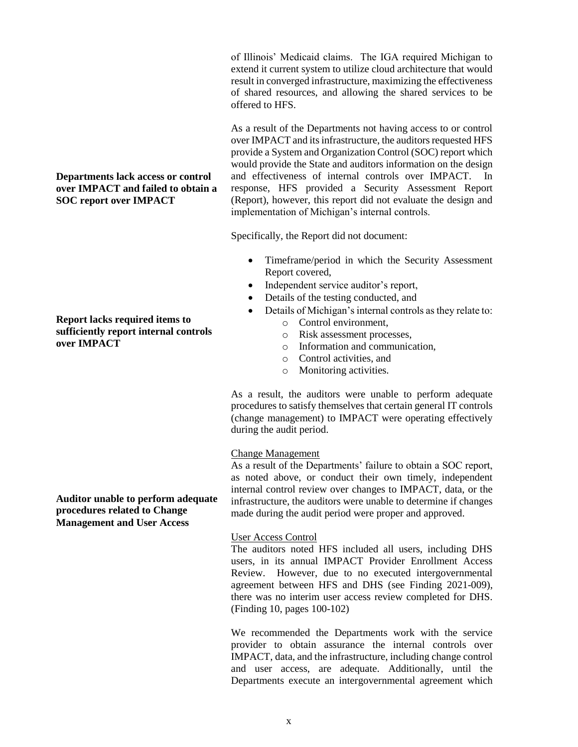of Illinois' Medicaid claims. The IGA required Michigan to extend it current system to utilize cloud architecture that would result in converged infrastructure, maximizing the effectiveness of shared resources, and allowing the shared services to be offered to HFS.

**Departments lack access or control over IMPACT and failed to obtain a SOC report over IMPACT**

As a result of the Departments not having access to or control over IMPACT and its infrastructure, the auditors requested HFS provide a System and Organization Control (SOC) report which would provide the State and auditors information on the design and effectiveness of internal controls over IMPACT. In response, HFS provided a Security Assessment Report (Report), however, this report did not evaluate the design and implementation of Michigan's internal controls.

**Report lacks required items to sufficiently report internal controls over IMPACT**

Specifically, the Report did not document:

- Timeframe/period in which the Security Assessment Report covered,
- Independent service auditor's report,
- Details of the testing conducted, and
- Details of Michigan's internal controls as they relate to:
  - Control environment,
  - Risk assessment processes,
  - Information and communication,
  - Control activities, and
  - Monitoring activities.

As a result, the auditors were unable to perform adequate procedures to satisfy themselves that certain general IT controls (change management) to IMPACT were operating effectively during the audit period.

**Auditor unable to perform adequate procedures related to Change Management and User Access**

Change Management

As a result of the Departments' failure to obtain a SOC report, as noted above, or conduct their own timely, independent internal control review over changes to IMPACT, data, or the infrastructure, the auditors were unable to determine if changes made during the audit period were proper and approved.

User Access Control

The auditors noted HFS included all users, including DHS users, in its annual IMPACT Provider Enrollment Access Review. However, due to no executed intergovernmental agreement between HFS and DHS (see Finding 2021-009), there was no interim user access review completed for DHS. (Finding 10, pages 100-102)

We recommended the Departments work with the service provider to obtain assurance the internal controls over IMPACT, data, and the infrastructure, including change control and user access, are adequate. Additionally, until the Departments execute an intergovernmental agreement which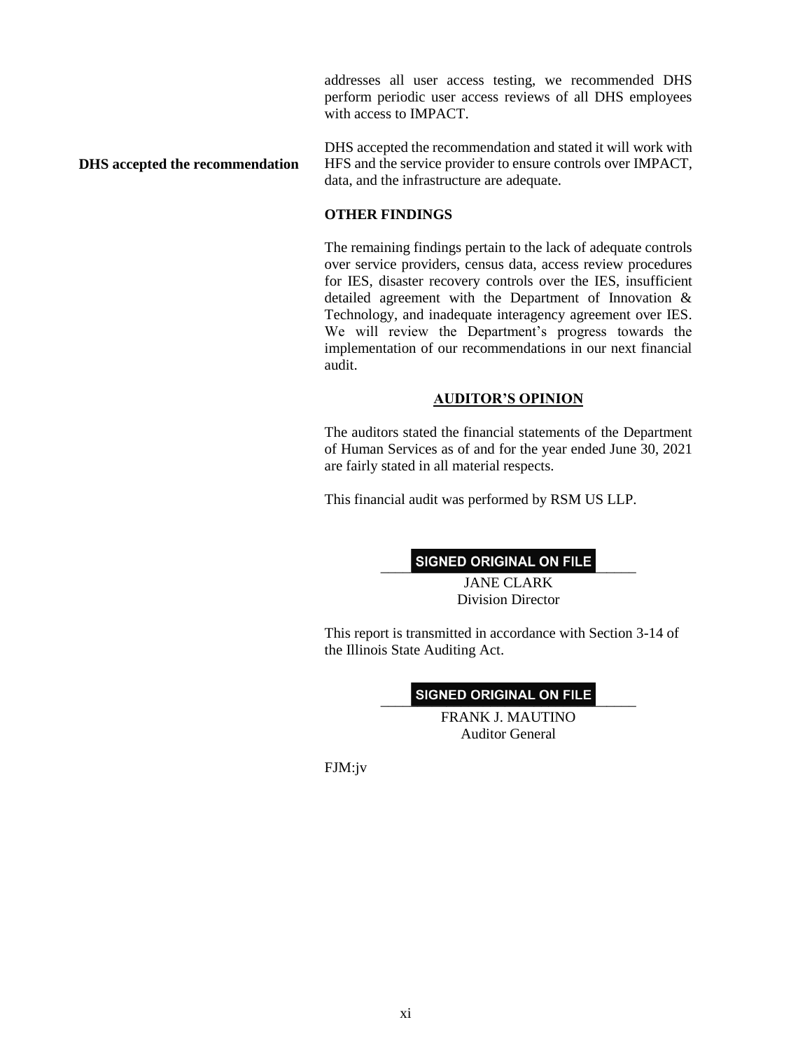addresses all user access testing, we recommended DHS perform periodic user access reviews of all DHS employees with access to IMPACT.

**DHS accepted the recommendation**

DHS accepted the recommendation and stated it will work with HFS and the service provider to ensure controls over IMPACT, data, and the infrastructure are adequate.

**OTHER FINDINGS**

The remaining findings pertain to the lack of adequate controls over service providers, census data, access review procedures for IES, disaster recovery controls over the IES, insufficient detailed agreement with the Department of Innovation & Technology, and inadequate interagency agreement over IES. We will review the Department's progress towards the implementation of our recommendations in our next financial audit.

**AUDITOR'S OPINION**

The auditors stated the financial statements of the Department of Human Services as of and for the year ended June 30, 2021 are fairly stated in all material respects.

This financial audit was performed by RSM US LLP.

SIGNED ORIGINAL ON FILE

JANE CLARK
Division Director

This report is transmitted in accordance with Section 3-14 of the Illinois State Auditing Act.

SIGNED ORIGINAL ON FILE

FRANK J. MAUTINO
Auditor General

FJM:jv